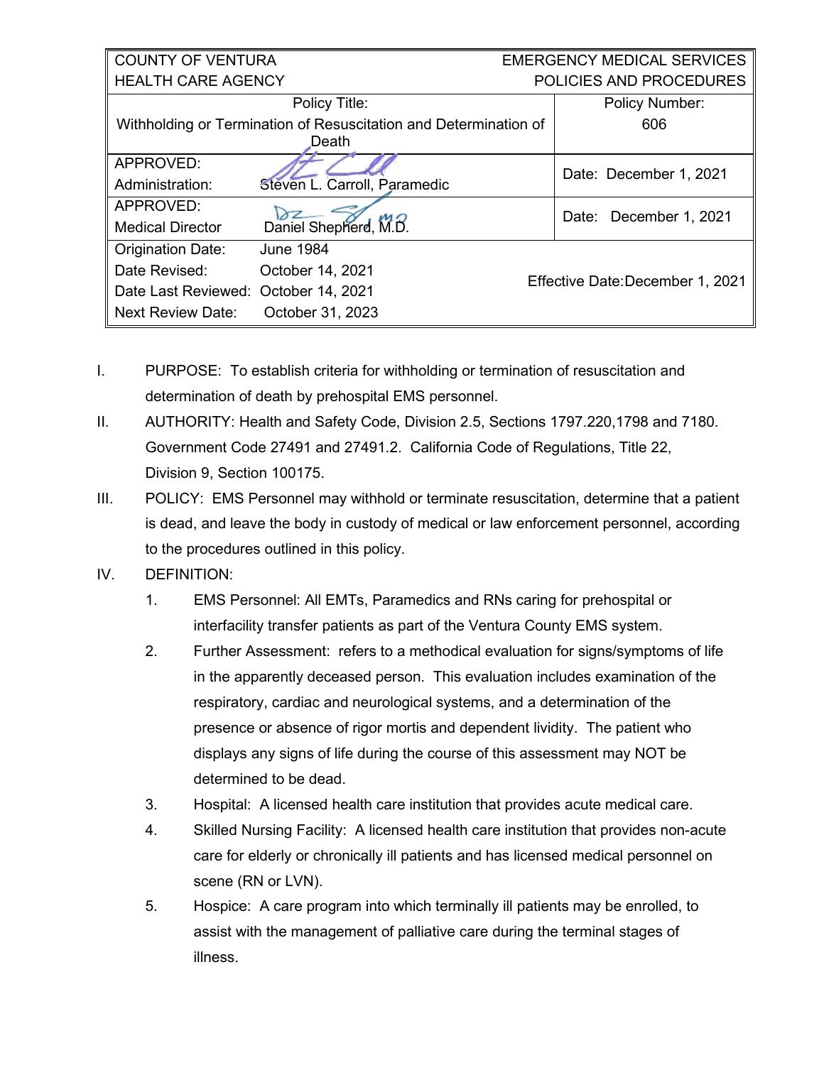| COUNTY OF VENTURA<br>HEALTH CARE AGENCY | | EMERGENCY MEDICAL SERVICES<br>POLICIES AND PROCEDURES |
|---|---|---|
| Policy Title:<br>Withholding or Termination of Resuscitation and Determination of Death | | Policy Number:<br>606 |
| APPROVED:<br>Administration: | Steven L. Carroll, Paramedic | Date: December 1, 2021 |
| APPROVED:<br>Medical Director | Daniel Shepherd, M.D. | Date: December 1, 2021 |
| Origination Date:<br>Date Revised:<br>Date Last Reviewed:<br>Next Review Date: | June 1984<br>October 14, 2021<br>October 14, 2021<br>October 31, 2023 | Effective Date: December 1, 2021 |

I. PURPOSE: To establish criteria for withholding or termination of resuscitation and determination of death by prehospital EMS personnel.

II. AUTHORITY: Health and Safety Code, Division 2.5, Sections 1797.220,1798 and 7180. Government Code 27491 and 27491.2. California Code of Regulations, Title 22, Division 9, Section 100175.

III. POLICY: EMS Personnel may withhold or terminate resuscitation, determine that a patient is dead, and leave the body in custody of medical or law enforcement personnel, according to the procedures outlined in this policy.

IV. DEFINITION:

1. EMS Personnel: All EMTs, Paramedics and RNs caring for prehospital or interfacility transfer patients as part of the Ventura County EMS system.
2. Further Assessment: refers to a methodical evaluation for signs/symptoms of life in the apparently deceased person. This evaluation includes examination of the respiratory, cardiac and neurological systems, and a determination of the presence or absence of rigor mortis and dependent lividity. The patient who displays any signs of life during the course of this assessment may NOT be determined to be dead.
3. Hospital: A licensed health care institution that provides acute medical care.
4. Skilled Nursing Facility: A licensed health care institution that provides non-acute care for elderly or chronically ill patients and has licensed medical personnel on scene (RN or LVN).
5. Hospice: A care program into which terminally ill patients may be enrolled, to assist with the management of palliative care during the terminal stages of illness.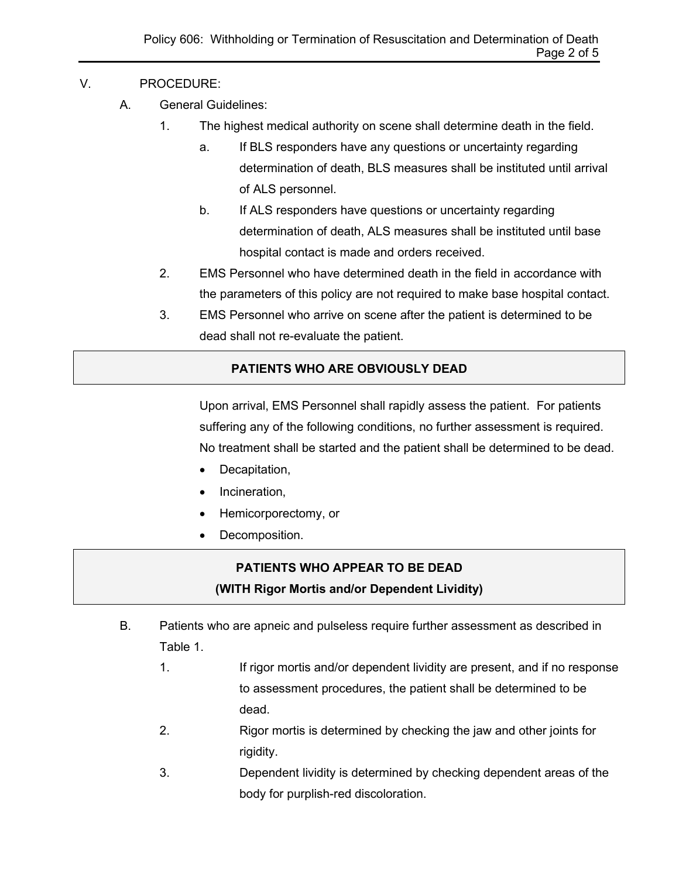V. PROCEDURE:

A. General Guidelines:

1. The highest medical authority on scene shall determine death in the field.
   a. If BLS responders have any questions or uncertainty regarding determination of death, BLS measures shall be instituted until arrival of ALS personnel.
   b. If ALS responders have questions or uncertainty regarding determination of death, ALS measures shall be instituted until base hospital contact is made and orders received.
2. EMS Personnel who have determined death in the field in accordance with the parameters of this policy are not required to make base hospital contact.
3. EMS Personnel who arrive on scene after the patient is determined to be dead shall not re-evaluate the patient.

**PATIENTS WHO ARE OBVIOUSLY DEAD**

Upon arrival, EMS Personnel shall rapidly assess the patient. For patients suffering any of the following conditions, no further assessment is required. No treatment shall be started and the patient shall be determined to be dead.

- Decapitation,
- Incineration,
- Hemicorporectomy, or
- Decomposition.

**PATIENTS WHO APPEAR TO BE DEAD**
**(WITH Rigor Mortis and/or Dependent Lividity)**

B. Patients who are apneic and pulseless require further assessment as described in Table 1.

1. If rigor mortis and/or dependent lividity are present, and if no response to assessment procedures, the patient shall be determined to be dead.
2. Rigor mortis is determined by checking the jaw and other joints for rigidity.
3. Dependent lividity is determined by checking dependent areas of the body for purplish-red discoloration.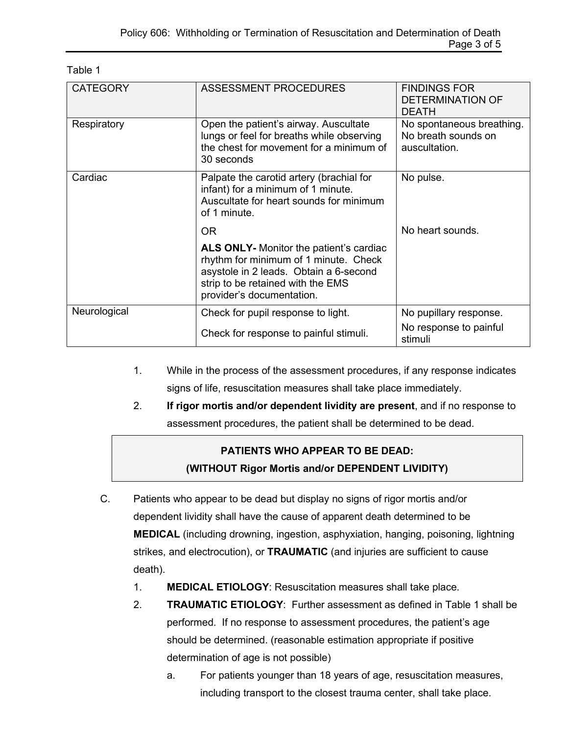Table 1

| CATEGORY | ASSESSMENT PROCEDURES | FINDINGS FOR DETERMINATION OF DEATH |
|---|---|---|
| Respiratory | Open the patient's airway. Auscultate lungs or feel for breaths while observing the chest for movement for a minimum of 30 seconds | No spontaneous breathing. No breath sounds on auscultation. |
| Cardiac | Palpate the carotid artery (brachial for infant) for a minimum of 1 minute. Auscultate for heart sounds for minimum of 1 minute. | No pulse. |
| | OR | No heart sounds. |
| | **ALS ONLY-** Monitor the patient's cardiac rhythm for minimum of 1 minute. Check asystole in 2 leads. Obtain a 6-second strip to be retained with the EMS provider's documentation. | |
| Neurological | Check for pupil response to light. | No pupillary response. |
| | Check for response to painful stimuli. | No response to painful stimuli |

1. While in the process of the assessment procedures, if any response indicates signs of life, resuscitation measures shall take place immediately.
2. **If rigor mortis and/or dependent lividity are present**, and if no response to assessment procedures, the patient shall be determined to be dead.

**PATIENTS WHO APPEAR TO BE DEAD:**
**(WITHOUT Rigor Mortis and/or DEPENDENT LIVIDITY)**

C. Patients who appear to be dead but display no signs of rigor mortis and/or dependent lividity shall have the cause of apparent death determined to be **MEDICAL** (including drowning, ingestion, asphyxiation, hanging, poisoning, lightning strikes, and electrocution), or **TRAUMATIC** (and injuries are sufficient to cause death).
   1. **MEDICAL ETIOLOGY**: Resuscitation measures shall take place.
   2. **TRAUMATIC ETIOLOGY**: Further assessment as defined in Table 1 shall be performed. If no response to assessment procedures, the patient's age should be determined. (reasonable estimation appropriate if positive determination of age is not possible)
      a. For patients younger than 18 years of age, resuscitation measures, including transport to the closest trauma center, shall take place.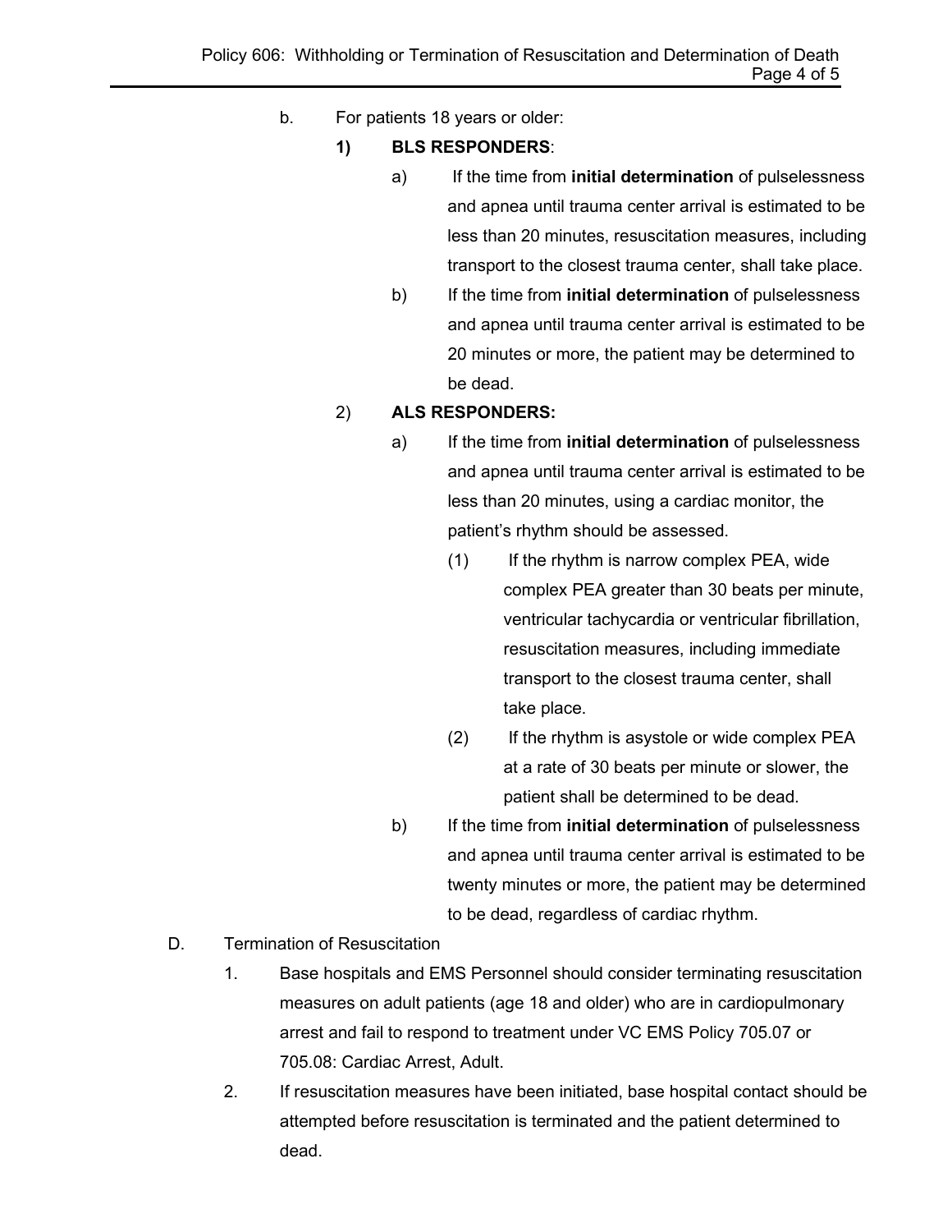b. For patients 18 years or older:

   **1) BLS RESPONDERS**:

      a) If the time from **initial determination** of pulselessness and apnea until trauma center arrival is estimated to be less than 20 minutes, resuscitation measures, including transport to the closest trauma center, shall take place.

      b) If the time from **initial determination** of pulselessness and apnea until trauma center arrival is estimated to be 20 minutes or more, the patient may be determined to be dead.

   2) **ALS RESPONDERS:**

      a) If the time from **initial determination** of pulselessness and apnea until trauma center arrival is estimated to be less than 20 minutes, using a cardiac monitor, the patient's rhythm should be assessed.

         (1) If the rhythm is narrow complex PEA, wide complex PEA greater than 30 beats per minute, ventricular tachycardia or ventricular fibrillation, resuscitation measures, including immediate transport to the closest trauma center, shall take place.

         (2) If the rhythm is asystole or wide complex PEA at a rate of 30 beats per minute or slower, the patient shall be determined to be dead.

      b) If the time from **initial determination** of pulselessness and apnea until trauma center arrival is estimated to be twenty minutes or more, the patient may be determined to be dead, regardless of cardiac rhythm.

D. Termination of Resuscitation

   1. Base hospitals and EMS Personnel should consider terminating resuscitation measures on adult patients (age 18 and older) who are in cardiopulmonary arrest and fail to respond to treatment under VC EMS Policy 705.07 or 705.08: Cardiac Arrest, Adult.

   2. If resuscitation measures have been initiated, base hospital contact should be attempted before resuscitation is terminated and the patient determined to dead.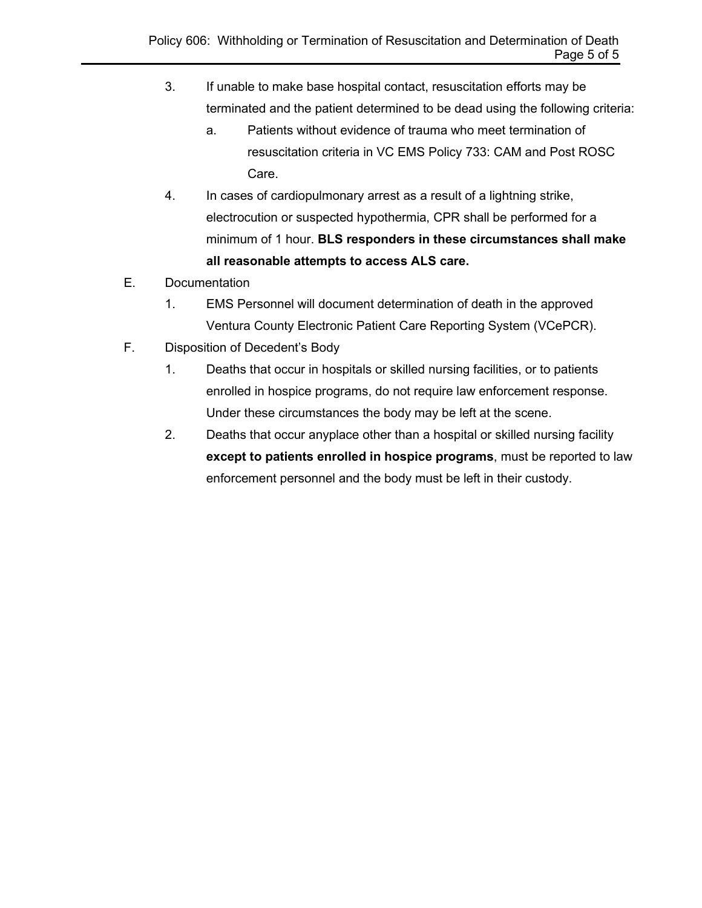3. If unable to make base hospital contact, resuscitation efforts may be terminated and the patient determined to be dead using the following criteria:
   a. Patients without evidence of trauma who meet termination of resuscitation criteria in VC EMS Policy 733: CAM and Post ROSC Care.
4. In cases of cardiopulmonary arrest as a result of a lightning strike, electrocution or suspected hypothermia, CPR shall be performed for a minimum of 1 hour. **BLS responders in these circumstances shall make all reasonable attempts to access ALS care.**

E. Documentation
   1. EMS Personnel will document determination of death in the approved Ventura County Electronic Patient Care Reporting System (VCePCR).

F. Disposition of Decedent's Body
   1. Deaths that occur in hospitals or skilled nursing facilities, or to patients enrolled in hospice programs, do not require law enforcement response. Under these circumstances the body may be left at the scene.
   2. Deaths that occur anyplace other than a hospital or skilled nursing facility **except to patients enrolled in hospice programs**, must be reported to law enforcement personnel and the body must be left in their custody.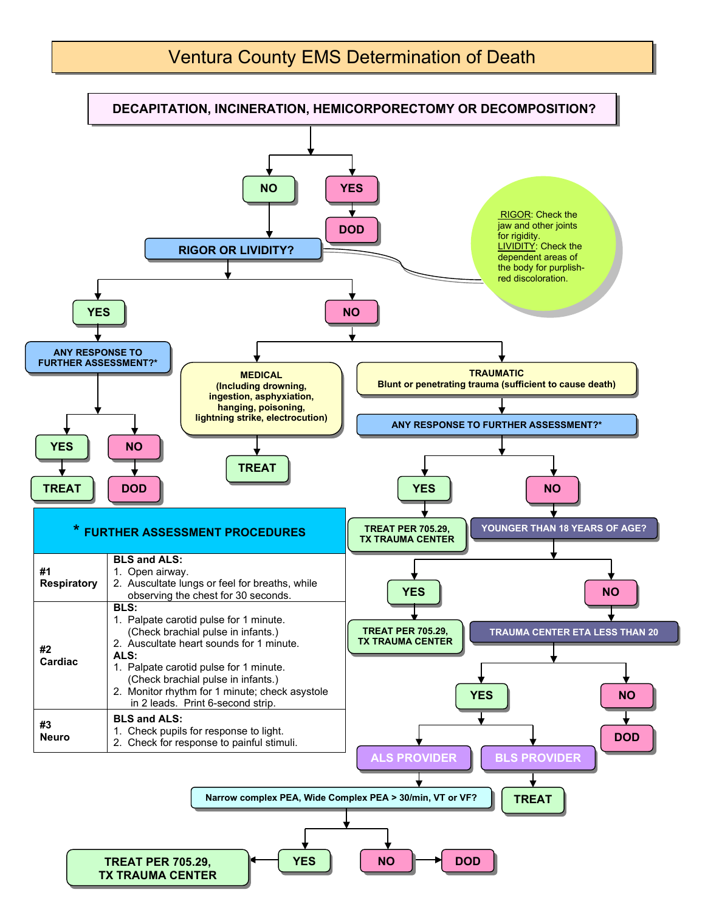# Ventura County EMS Determination of Death

**DECAPITATION, INCINERATION, HEMICORPORECTOMY OR DECOMPOSITION?**

- **YES** → **DOD**
- **NO** → **RIGOR OR LIVIDITY?**

RIGOR: Check the jaw and other joints for rigidity.
LIVIDITY: Check the dependent areas of the body for purplish-red discoloration.

**RIGOR OR LIVIDITY?**

- **YES** → **ANY RESPONSE TO FURTHER ASSESSMENT?***
  - **YES** → **TREAT**
  - **NO** → **DOD**
- **NO** →
  - **MEDICAL (Including drowning, ingestion, asphyxiation, hanging, poisoning, lightning strike, electrocution)** → **TREAT**
  - **TRAUMATIC – Blunt or penetrating trauma (sufficient to cause death)** → **ANY RESPONSE TO FURTHER ASSESSMENT?***
    - **YES** → **TREAT PER 705.29, TX TRAUMA CENTER**
    - **NO** → **YOUNGER THAN 18 YEARS OF AGE?**
      - **YES** → **TREAT PER 705.29, TX TRAUMA CENTER**
      - **NO** → **TRAUMA CENTER ETA LESS THAN 20**
        - **NO** → **DOD**
        - **YES** →
          - **BLS PROVIDER** → **TREAT**
          - **ALS PROVIDER** → **Narrow complex PEA, Wide Complex PEA > 30/min, VT or VF?**
            - **YES** → **TREAT PER 705.29, TX TRAUMA CENTER**
            - **NO** → **DOD**

## * FURTHER ASSESSMENT PROCEDURES

| | |
|---|---|
| **#1 Respiratory** | **BLS and ALS:**<br>1. Open airway.<br>2. Auscultate lungs or feel for breaths, while observing the chest for 30 seconds. |
| **#2 Cardiac** | **BLS:**<br>1. Palpate carotid pulse for 1 minute. (Check brachial pulse in infants.)<br>2. Auscultate heart sounds for 1 minute.<br>**ALS:**<br>1. Palpate carotid pulse for 1 minute. (Check brachial pulse in infants.)<br>2. Monitor rhythm for 1 minute; check asystole in 2 leads. Print 6-second strip. |
| **#3 Neuro** | **BLS and ALS:**<br>1. Check pupils for response to light.<br>2. Check for response to painful stimuli. |